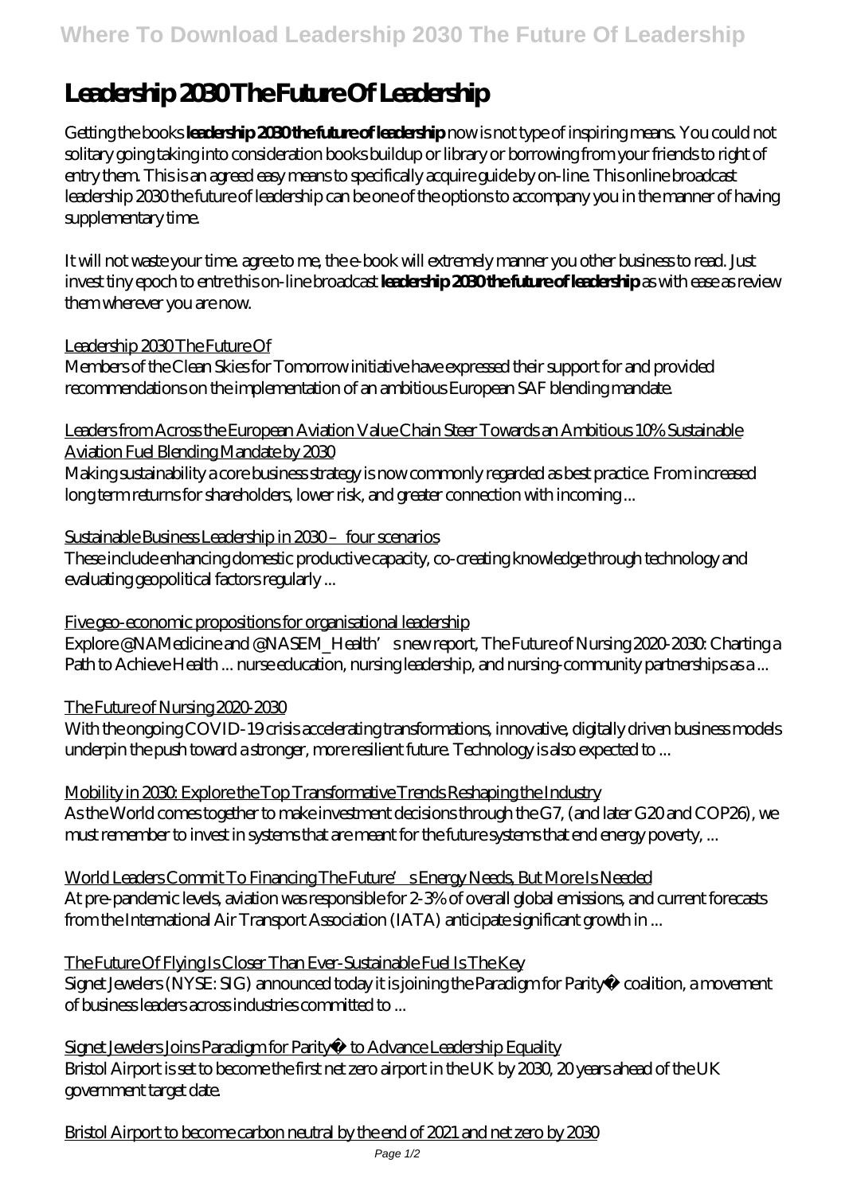# Leadership 2030 The Future Of Leadership

Getting the books **leadership 2030 the future of leadership** now is not type of inspiring means. You could not solitary going taking into consideration books buildup or library or borrowing from your friends to right of entry them. This is an agreed easy means to specifically acquire guide by on-line. This online broadcast leadership 2030 the future of leadership can be one of the options to accompany you in the manner of having supplementary time.

It will not waste your time. agree to me, the e-book will extremely manner you other business to read. Just invest tiny epoch to entre this on-line broadcast **leadership 2030 the future of leadership** as with ease as review them wherever you are now.

Leadership 2030 The Future Of

Members of the Clean Skies for Tomorrow initiative have expressed their support for and provided recommendations on the implementation of an ambitious European SAF blending mandate.

Leaders from Across the European Aviation Value Chain Steer Towards an Ambitious 10% Sustainable Aviation Fuel Blending Mandate by 2030

Making sustainability a core business strategy is now commonly regarded as best practice. From increased long term returns for shareholders, lower risk, and greater connection with incoming ...

Sustainable Business Leadership in 2030 – four scenarios

These include enhancing domestic productive capacity, co-creating knowledge through technology and evaluating geopolitical factors regularly ...

Five geo-economic propositions for organisational leadership

Explore @NAMedicine and @NASEM_Health's new report, The Future of Nursing 2020-2030: Charting a Path to Achieve Health ... nurse education, nursing leadership, and nursing-community partnerships as a ...

The Future of Nursing 2020-2030

With the ongoing COVID-19 crisis accelerating transformations, innovative, digitally driven business models underpin the push toward a stronger, more resilient future. Technology is also expected to ...

Mobility in 2030: Explore the Top Transformative Trends Reshaping the Industry

As the World comes together to make investment decisions through the G7, (and later G20 and COP26), we must remember to invest in systems that are meant for the future systems that end energy poverty, ...

World Leaders Commit To Financing The Future's Energy Needs, But More Is Needed

At pre-pandemic levels, aviation was responsible for 2-3% of overall global emissions, and current forecasts from the International Air Transport Association (IATA) anticipate significant growth in ...

The Future Of Flying Is Closer Than Ever-Sustainable Fuel Is The Key

Signet Jewelers (NYSE: SIG) announced today it is joining the Paradigm for Parity® coalition, a movement of business leaders across industries committed to ...

Signet Jewelers Joins Paradigm for Parity® to Advance Leadership Equality

Bristol Airport is set to become the first net zero airport in the UK by 2030, 20 years ahead of the UK government target date.

Bristol Airport to become carbon neutral by the end of 2021 and net zero by 2030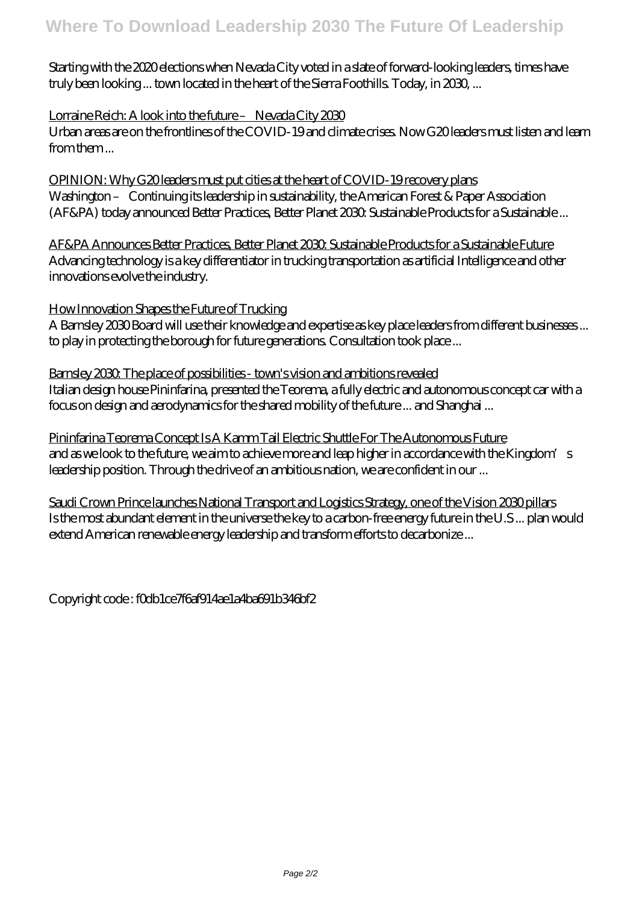Starting with the 2020 elections when Nevada City voted in a slate of forward-looking leaders, times have truly been looking ... town located in the heart of the Sierra Foothills. Today, in 2030, ...

Lorraine Reich: A look into the future – Nevada City 2030

Urban areas are on the frontlines of the COVID-19 and climate crises. Now G20 leaders must listen and learn from them ...

OPINION: Why G20 leaders must put cities at the heart of COVID-19 recovery plans

Washington – Continuing its leadership in sustainability, the American Forest & Paper Association (AF&PA) today announced Better Practices, Better Planet 2030: Sustainable Products for a Sustainable ...

AF&PA Announces Better Practices, Better Planet 2030: Sustainable Products for a Sustainable Future

Advancing technology is a key differentiator in trucking transportation as artificial Intelligence and other innovations evolve the industry.

How Innovation Shapes the Future of Trucking

A Barnsley 2030 Board will use their knowledge and expertise as key place leaders from different businesses ... to play in protecting the borough for future generations. Consultation took place ...

Barnsley 2030: The place of possibilities - town's vision and ambitions revealed

Italian design house Pininfarina, presented the Teorema, a fully electric and autonomous concept car with a focus on design and aerodynamics for the shared mobility of the future ... and Shanghai ...

Pininfarina Teorema Concept Is A Kamm Tail Electric Shuttle For The Autonomous Future

and as we look to the future, we aim to achieve more and leap higher in accordance with the Kingdom's leadership position. Through the drive of an ambitious nation, we are confident in our ...

Saudi Crown Prince launches National Transport and Logistics Strategy, one of the Vision 2030 pillars

Is the most abundant element in the universe the key to a carbon-free energy future in the U.S ... plan would extend American renewable energy leadership and transform efforts to decarbonize ...

Copyright code : f0db1ce7f6af914ae1a4ba691b346bf2